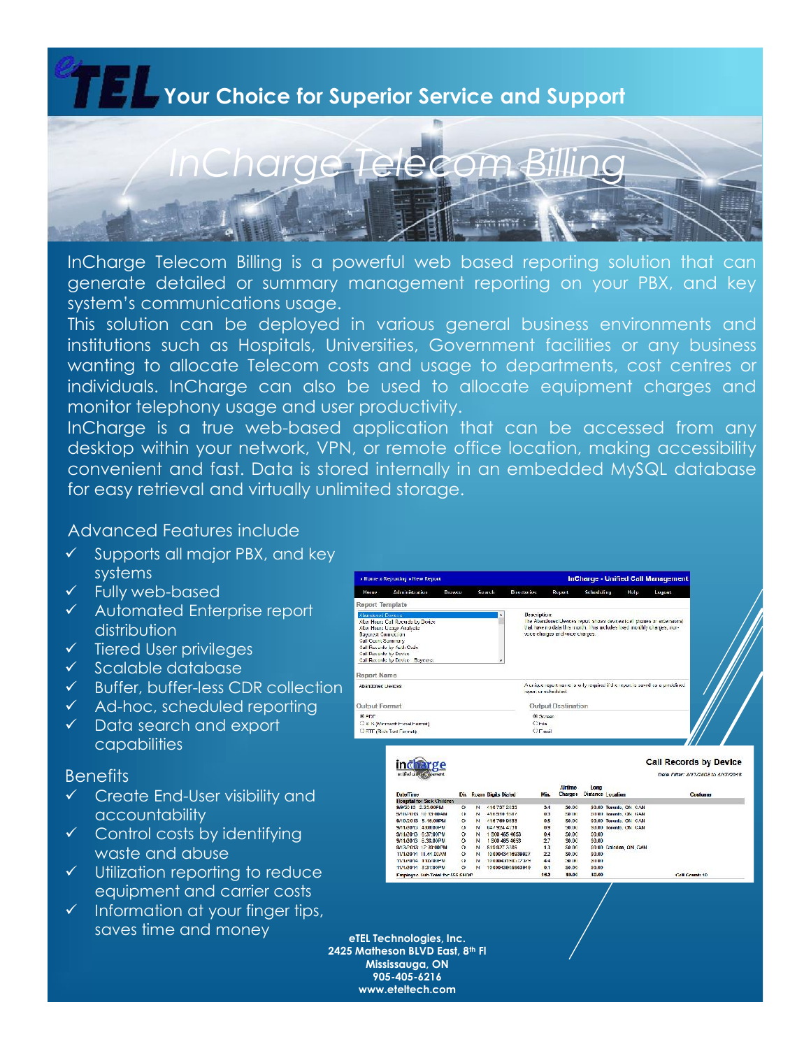# eTEL Your Choice for Superior Service and Support

## InCharge Telecom Billing

InCharge Telecom Billing is a powerful web based reporting solution that can generate detailed or summary management reporting on your PBX, and key system's communications usage.

This solution can be deployed in various general business environments and institutions such as Hospitals, Universities, Government facilities or any business wanting to allocate Telecom costs and usage to departments, cost centres or individuals. InCharge can also be used to allocate equipment charges and monitor telephony usage and user productivity.

InCharge is a true web-based application that can be accessed from any desktop within your network, VPN, or remote office location, making accessibility convenient and fast. Data is stored internally in an embedded MySQL database for easy retrieval and virtually unlimited storage.

### Advanced Features include

- ✓ Supports all major PBX, and key systems
- ✓ Fully web-based
- ✓ Automated Enterprise report distribution
- ✓ Tiered User privileges
- ✓ Scalable database
- ✓ Buffer, buffer-less CDR collection
- ✓ Ad-hoc, scheduled reporting
- ✓ Data search and export capabilities

### Benefits

- ✓ Create End-User visibility and accountability
- ✓ Control costs by identifying waste and abuse
- ✓ Utilization reporting to reduce equipment and carrier costs
- ✓ Information at your finger tips, saves time and money

**eTEL Technologies, Inc.**
**2425 Matheson BLVD East, 8th Fl**
**Mississauga, ON**
**905-405-6216**
**www.eteltech.com**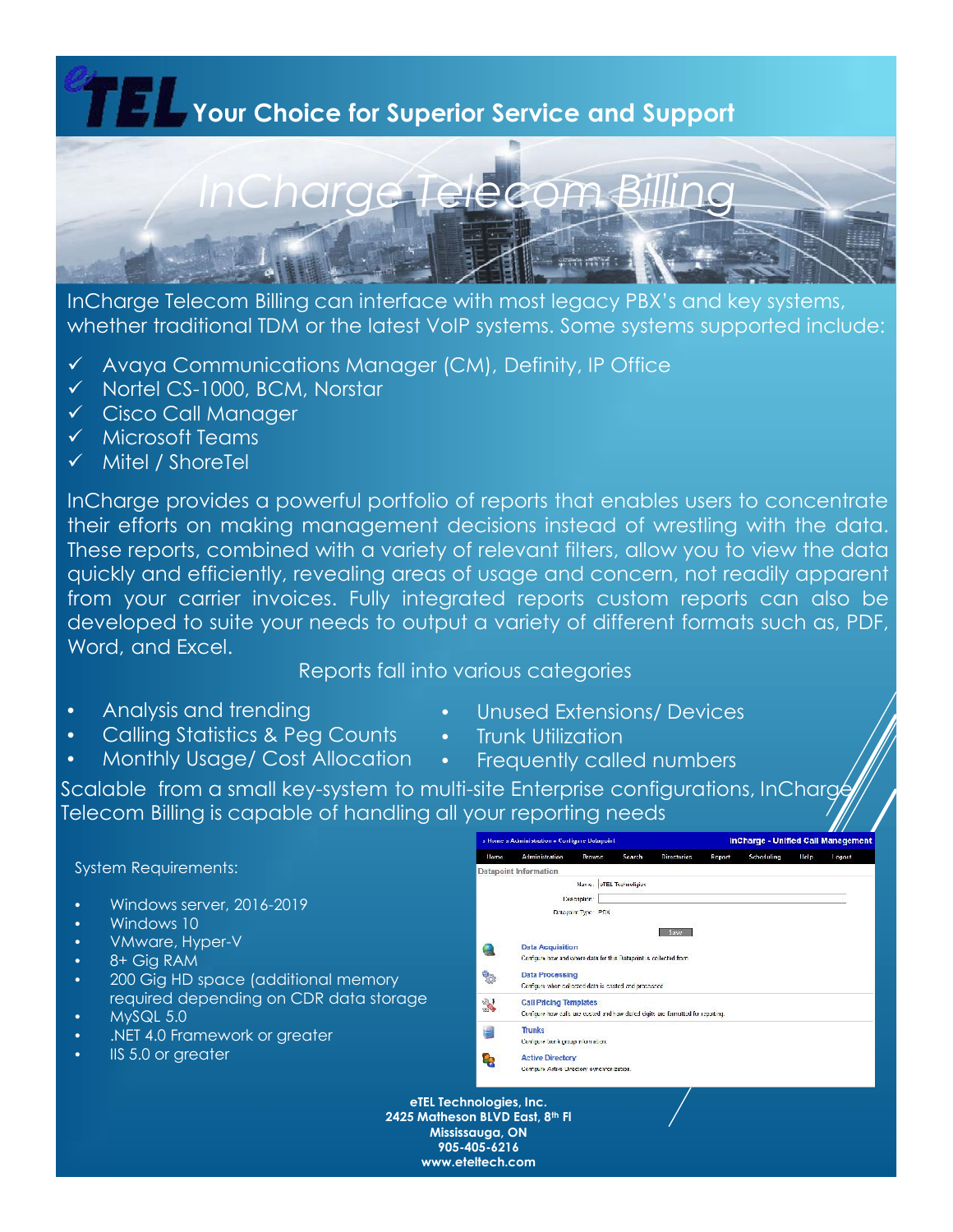eTEL Your Choice for Superior Service and Support

# *InCharge Telecom Billing*

InCharge Telecom Billing can interface with most legacy PBX's and key systems, whether traditional TDM or the latest VoIP systems. Some systems supported include:

- ✓ Avaya Communications Manager (CM), Definity, IP Office
- ✓ Nortel CS-1000, BCM, Norstar
- ✓ Cisco Call Manager
- ✓ Microsoft Teams
- ✓ Mitel / ShoreTel

InCharge provides a powerful portfolio of reports that enables users to concentrate their efforts on making management decisions instead of wrestling with the data. These reports, combined with a variety of relevant filters, allow you to view the data quickly and efficiently, revealing areas of usage and concern, not readily apparent from your carrier invoices. Fully integrated reports custom reports can also be developed to suite your needs to output a variety of different formats such as, PDF, Word, and Excel.

Reports fall into various categories

- Analysis and trending
- Calling Statistics & Peg Counts
- Monthly Usage/ Cost Allocation
- Unused Extensions/ Devices
- Trunk Utilization
- Frequently called numbers

Scalable from a small key-system to multi-site Enterprise configurations, InCharge Telecom Billing is capable of handling all your reporting needs

System Requirements:

- Windows server, 2016-2019
- Windows 10
- VMware, Hyper-V
- 8+ Gig RAM
- 200 Gig HD space (additional memory required depending on CDR data storage
- MySQL 5.0
- .NET 4.0 Framework or greater
- IIS 5.0 or greater

**eTEL Technologies, Inc.**
**2425 Matheson BLVD East, 8th Fl**
**Mississauga, ON**
**905-405-6216**
**www.eteltech.com**